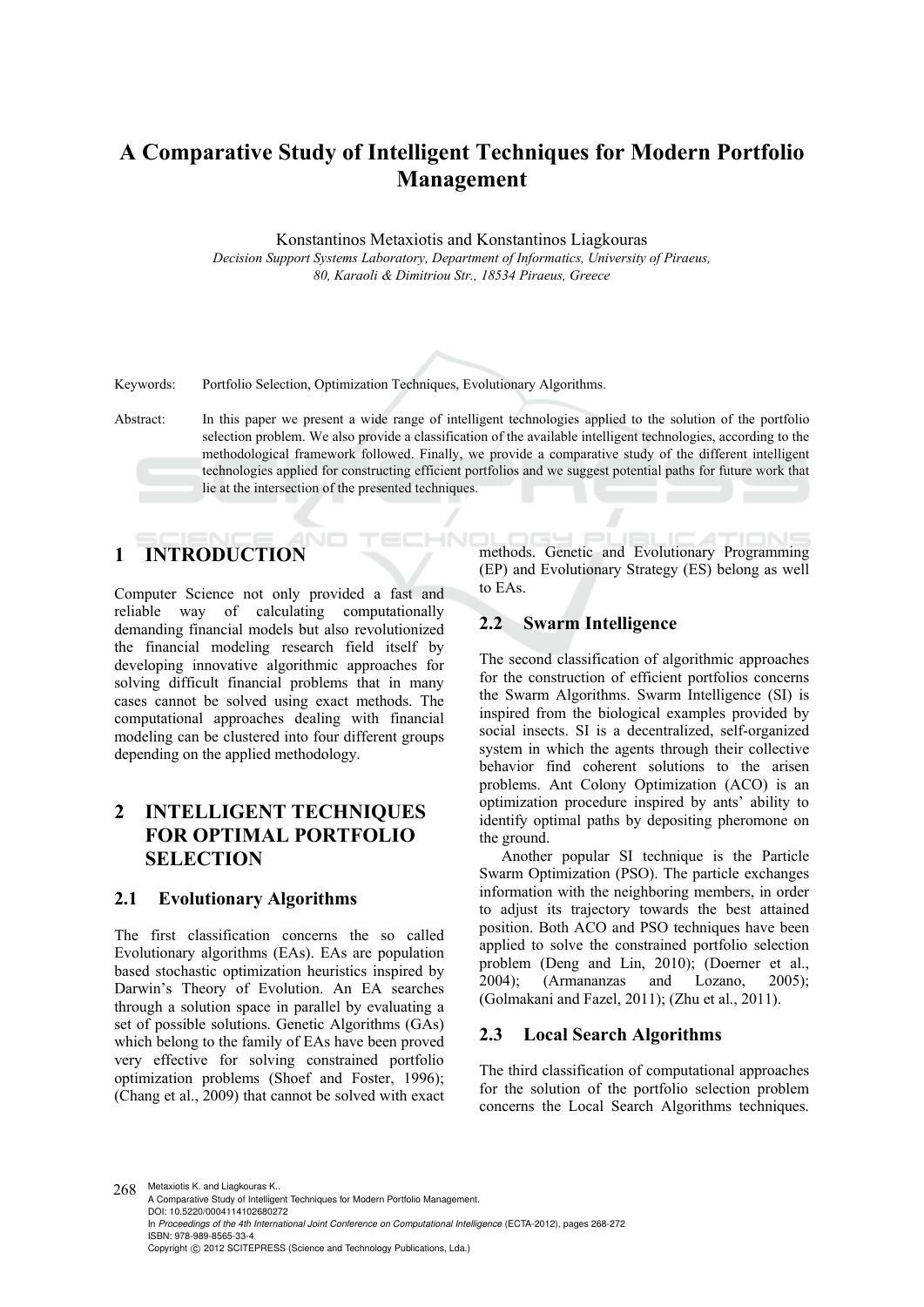// Title
# A Comparative Study of Intelligent Techniques for Modern Portfolio Management

Konstantinos Metaxiotis and Konstantinos Liagkouras

*Decision Support Systems Laboratory, Department of Informatics, University of Piraeus, 80, Karaoli & Dimitriou Str., 18534 Piraeus, Greece*

Keywords: Portfolio Selection, Optimization Techniques, Evolutionary Algorithms.

Abstract: In this paper we present a wide range of intelligent technologies applied to the solution of the portfolio selection problem. We also provide a classification of the available intelligent technologies, according to the methodological framework followed. Finally, we provide a comparative study of the different intelligent technologies applied for constructing efficient portfolios and we suggest potential paths for future work that lie at the intersection of the presented techniques.

## 1 INTRODUCTION

Computer Science not only provided a fast and reliable way of calculating computationally demanding financial models but also revolutionized the financial modeling research field itself by developing innovative algorithmic approaches for solving difficult financial problems that in many cases cannot be solved using exact methods. The computational approaches dealing with financial modeling can be clustered into four different groups depending on the applied methodology.

## 2 INTELLIGENT TECHNIQUES FOR OPTIMAL PORTFOLIO SELECTION

### 2.1 Evolutionary Algorithms

The first classification concerns the so called Evolutionary algorithms (EAs). EAs are population based stochastic optimization heuristics inspired by Darwin's Theory of Evolution. An EA searches through a solution space in parallel by evaluating a set of possible solutions. Genetic Algorithms (GAs) which belong to the family of EAs have been proved very effective for solving constrained portfolio optimization problems (Shoef and Foster, 1996); (Chang et al., 2009) that cannot be solved with exact methods. Genetic and Evolutionary Programming (EP) and Evolutionary Strategy (ES) belong as well to EAs.

### 2.2 Swarm Intelligence

The second classification of algorithmic approaches for the construction of efficient portfolios concerns the Swarm Algorithms. Swarm Intelligence (SI) is inspired from the biological examples provided by social insects. SI is a decentralized, self-organized system in which the agents through their collective behavior find coherent solutions to the arisen problems. Ant Colony Optimization (ACO) is an optimization procedure inspired by ants' ability to identify optimal paths by depositing pheromone on the ground.

Another popular SI technique is the Particle Swarm Optimization (PSO). The particle exchanges information with the neighboring members, in order to adjust its trajectory towards the best attained position. Both ACO and PSO techniques have been applied to solve the constrained portfolio selection problem (Deng and Lin, 2010); (Doerner et al., 2004); (Armananzas and Lozano, 2005); (Golmakani and Fazel, 2011); (Zhu et al., 2011).

### 2.3 Local Search Algorithms

The third classification of computational approaches for the solution of the portfolio selection problem concerns the Local Search Algorithms techniques.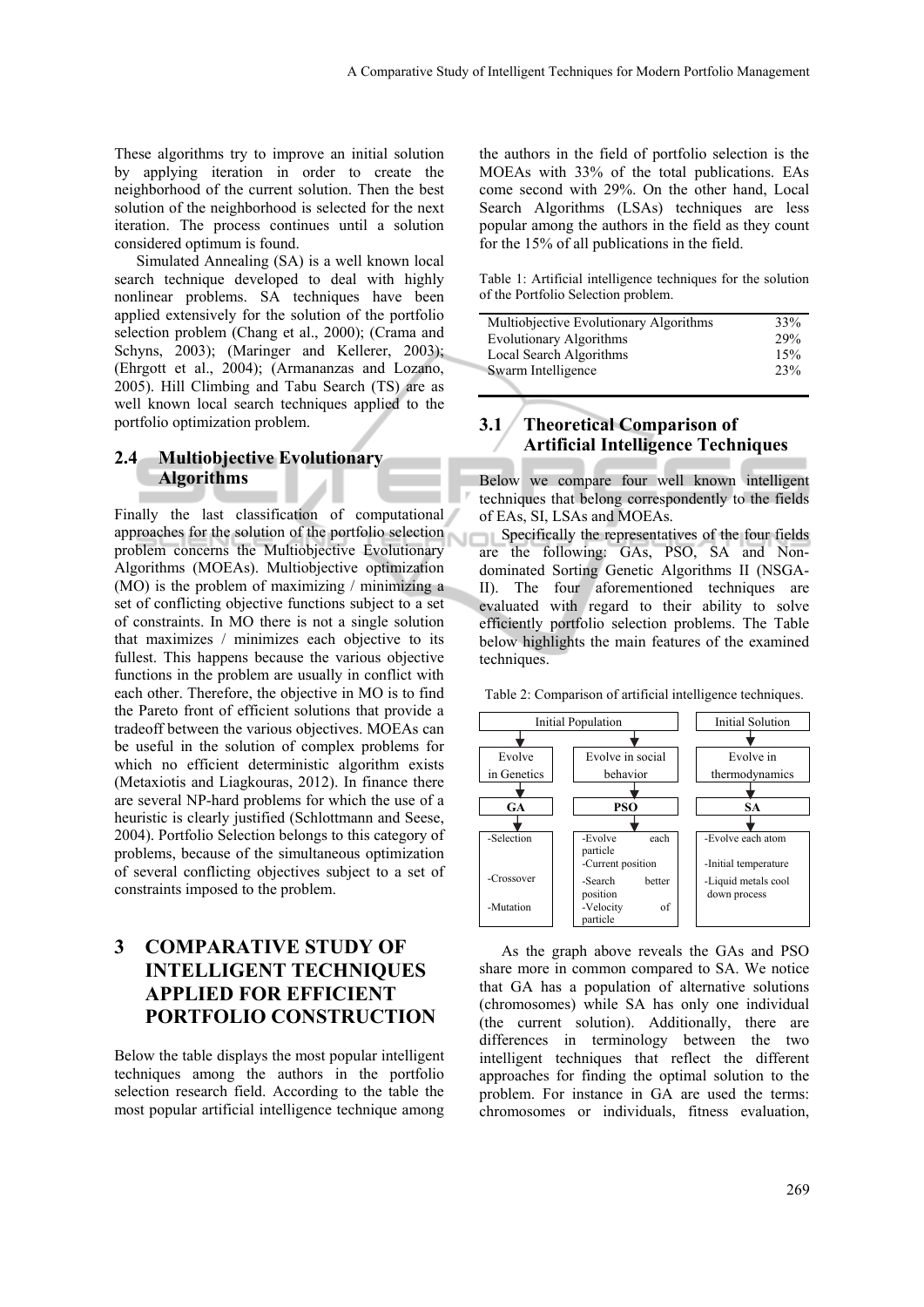These algorithms try to improve an initial solution by applying iteration in order to create the neighborhood of the current solution. Then the best solution of the neighborhood is selected for the next iteration. The process continues until a solution considered optimum is found.

Simulated Annealing (SA) is a well known local search technique developed to deal with highly nonlinear problems. SA techniques have been applied extensively for the solution of the portfolio selection problem (Chang et al., 2000); (Crama and Schyns, 2003); (Maringer and Kellerer, 2003); (Ehrgott et al., 2004); (Armananzas and Lozano, 2005). Hill Climbing and Tabu Search (TS) are as well known local search techniques applied to the portfolio optimization problem.

### 2.4 Multiobjective Evolutionary Algorithms

Finally the last classification of computational approaches for the solution of the portfolio selection problem concerns the Multiobjective Evolutionary Algorithms (MOEAs). Multiobjective optimization (MO) is the problem of maximizing / minimizing a set of conflicting objective functions subject to a set of constraints. In MO there is not a single solution that maximizes / minimizes each objective to its fullest. This happens because the various objective functions in the problem are usually in conflict with each other. Therefore, the objective in MO is to find the Pareto front of efficient solutions that provide a tradeoff between the various objectives. MOEAs can be useful in the solution of complex problems for which no efficient deterministic algorithm exists (Metaxiotis and Liagkouras, 2012). In finance there are several NP-hard problems for which the use of a heuristic is clearly justified (Schlottmann and Seese, 2004). Portfolio Selection belongs to this category of problems, because of the simultaneous optimization of several conflicting objectives subject to a set of constraints imposed to the problem.

## 3 COMPARATIVE STUDY OF INTELLIGENT TECHNIQUES APPLIED FOR EFFICIENT PORTFOLIO CONSTRUCTION

Below the table displays the most popular intelligent techniques among the authors in the portfolio selection research field. According to the table the most popular artificial intelligence technique among the authors in the field of portfolio selection is the MOEAs with 33% of the total publications. EAs come second with 29%. On the other hand, Local Search Algorithms (LSAs) techniques are less popular among the authors in the field as they count for the 15% of all publications in the field.

Table 1: Artificial intelligence techniques for the solution of the Portfolio Selection problem.

| Technique | Share |
|---|---|
| Multiobjective Evolutionary Algorithms | 33% |
| Evolutionary Algorithms | 29% |
| Local Search Algorithms | 15% |
| Swarm Intelligence | 23% |

### 3.1 Theoretical Comparison of Artificial Intelligence Techniques

Below we compare four well known intelligent techniques that belong correspondently to the fields of EAs, SI, LSAs and MOEAs.

Specifically the representatives of the four fields are the following: GAs, PSO, SA and Non-dominated Sorting Genetic Algorithms II (NSGA-II). The four aforementioned techniques are evaluated with regard to their ability to solve efficiently portfolio selection problems. The Table below highlights the main features of the examined techniques.

Table 2: Comparison of artificial intelligence techniques.

| Initial Population | | Initial Solution |
|---|---|---|
| Evolve in Genetics | Evolve in social behavior | Evolve in thermodynamics |
| **GA** | **PSO** | **SA** |
| -Selection<br>-Crossover<br>-Mutation | -Evolve each particle<br>-Current position<br>-Search better position<br>-Velocity of particle | -Evolve each atom<br>-Initial temperature<br>-Liquid metals cool down process |

As the graph above reveals the GAs and PSO share more in common compared to SA. We notice that GA has a population of alternative solutions (chromosomes) while SA has only one individual (the current solution). Additionally, there are differences in terminology between the two intelligent techniques that reflect the different approaches for finding the optimal solution to the problem. For instance in GA are used the terms: chromosomes or individuals, fitness evaluation,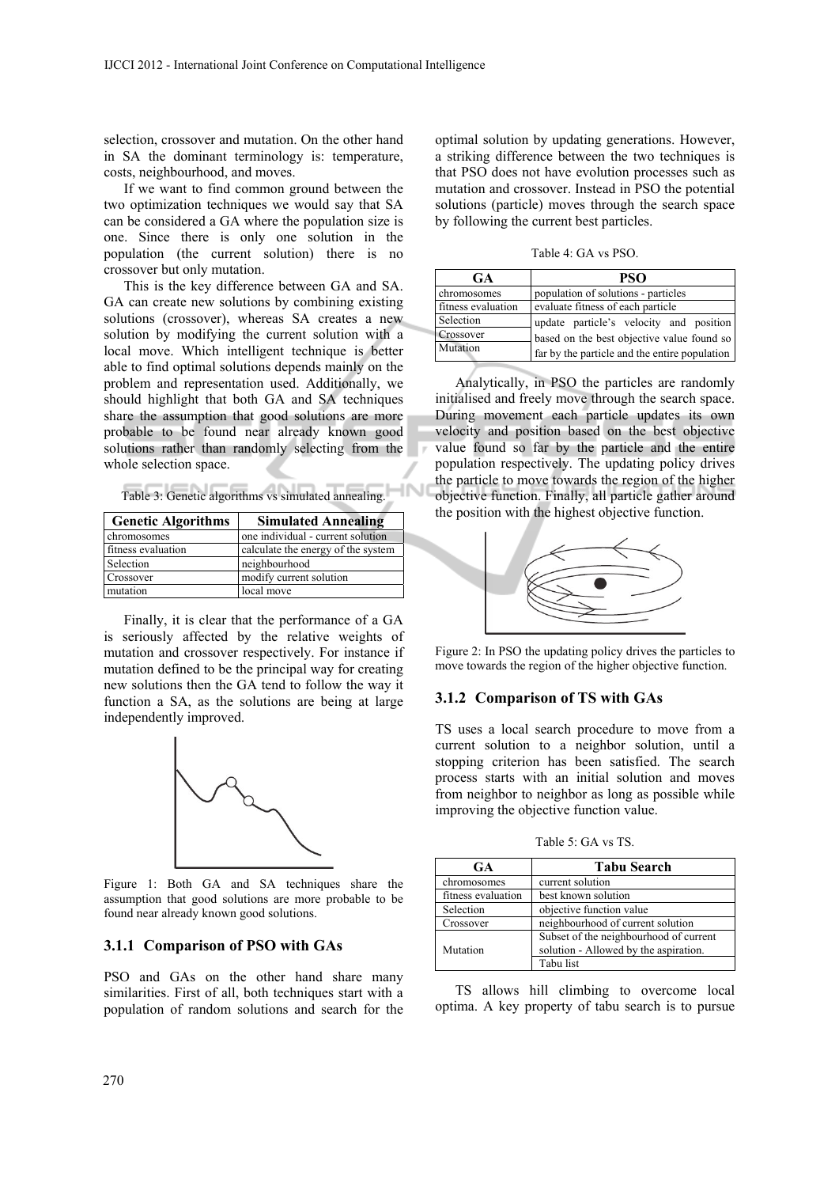selection, crossover and mutation. On the other hand in SA the dominant terminology is: temperature, costs, neighbourhood, and moves.

If we want to find common ground between the two optimization techniques we would say that SA can be considered a GA where the population size is one. Since there is only one solution in the population (the current solution) there is no crossover but only mutation.

This is the key difference between GA and SA. GA can create new solutions by combining existing solutions (crossover), whereas SA creates a new solution by modifying the current solution with a local move. Which intelligent technique is better able to find optimal solutions depends mainly on the problem and representation used. Additionally, we should highlight that both GA and SA techniques share the assumption that good solutions are more probable to be found near already known good solutions rather than randomly selecting from the whole selection space.

Table 3: Genetic algorithms vs simulated annealing.

| Genetic Algorithms | Simulated Annealing |
|---|---|
| chromosomes | one individual - current solution |
| fitness evaluation | calculate the energy of the system |
| Selection | neighbourhood |
| Crossover | modify current solution |
| mutation | local move |

Finally, it is clear that the performance of a GA is seriously affected by the relative weights of mutation and crossover respectively. For instance if mutation defined to be the principal way for creating new solutions then the GA tend to follow the way it function a SA, as the solutions are being at large independently improved.

Figure 1: Both GA and SA techniques share the assumption that good solutions are more probable to be found near already known good solutions.

### 3.1.1 Comparison of PSO with GAs

PSO and GAs on the other hand share many similarities. First of all, both techniques start with a population of random solutions and search for the optimal solution by updating generations. However, a striking difference between the two techniques is that PSO does not have evolution processes such as mutation and crossover. Instead in PSO the potential solutions (particle) moves through the search space by following the current best particles.

Table 4: GA vs PSO.

| GA | PSO |
|---|---|
| chromosomes | population of solutions - particles |
| fitness evaluation | evaluate fitness of each particle |
| Selection | update particle's velocity and position based on the best objective value found so far by the particle and the entire population |
| Crossover | |
| Mutation | |

Analytically, in PSO the particles are randomly initialised and freely move through the search space. During movement each particle updates its own velocity and position based on the best objective value found so far by the particle and the entire population respectively. The updating policy drives the particle to move towards the region of the higher objective function. Finally, all particle gather around the position with the highest objective function.

Figure 2: In PSO the updating policy drives the particles to move towards the region of the higher objective function.

### 3.1.2 Comparison of TS with GAs

TS uses a local search procedure to move from a current solution to a neighbor solution, until a stopping criterion has been satisfied. The search process starts with an initial solution and moves from neighbor to neighbor as long as possible while improving the objective function value.

Table 5: GA vs TS.

| GA | Tabu Search |
|---|---|
| chromosomes | current solution |
| fitness evaluation | best known solution |
| Selection | objective function value |
| Crossover | neighbourhood of current solution |
| Mutation | Subset of the neighbourhood of current solution - Allowed by the aspiration. |
| | Tabu list |

TS allows hill climbing to overcome local optima. A key property of tabu search is to pursue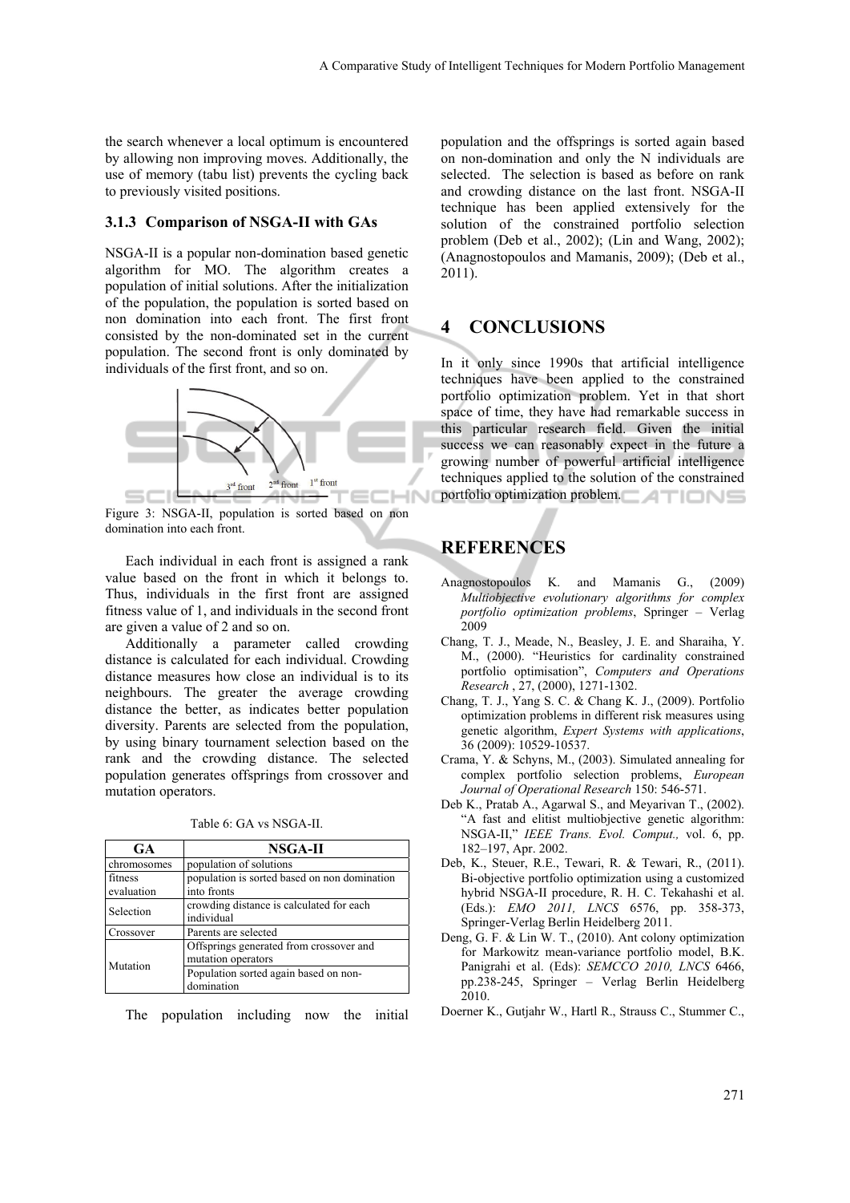the search whenever a local optimum is encountered by allowing non improving moves. Additionally, the use of memory (tabu list) prevents the cycling back to previously visited positions.

### 3.1.3 Comparison of NSGA-II with GAs

NSGA-II is a popular non-domination based genetic algorithm for MO. The algorithm creates a population of initial solutions. After the initialization of the population, the population is sorted based on non domination into each front. The first front consisted by the non-dominated set in the current population. The second front is only dominated by individuals of the first front, and so on.

Figure 3: NSGA-II, population is sorted based on non domination into each front.

Each individual in each front is assigned a rank value based on the front in which it belongs to. Thus, individuals in the first front are assigned fitness value of 1, and individuals in the second front are given a value of 2 and so on.

Additionally a parameter called crowding distance is calculated for each individual. Crowding distance measures how close an individual is to its neighbours. The greater the average crowding distance the better, as indicates better population diversity. Parents are selected from the population, by using binary tournament selection based on the rank and the crowding distance. The selected population generates offsprings from crossover and mutation operators.

Table 6: GA vs NSGA-II.

| GA | NSGA-II |
|---|---|
| chromosomes | population of solutions |
| fitness evaluation | population is sorted based on non domination into fronts |
| Selection | crowding distance is calculated for each individual |
| Crossover | Parents are selected |
| Mutation | Offsprings generated from crossover and mutation operators |
| | Population sorted again based on non-domination |

The population including now the initial population and the offsprings is sorted again based on non-domination and only the N individuals are selected. The selection is based as before on rank and crowding distance on the last front. NSGA-II technique has been applied extensively for the solution of the constrained portfolio selection problem (Deb et al., 2002); (Lin and Wang, 2002); (Anagnostopoulos and Mamanis, 2009); (Deb et al., 2011).

## 4 CONCLUSIONS

In it only since 1990s that artificial intelligence techniques have been applied to the constrained portfolio optimization problem. Yet in that short space of time, they have had remarkable success in this particular research field. Given the initial success we can reasonably expect in the future a growing number of powerful artificial intelligence techniques applied to the solution of the constrained portfolio optimization problem.

## REFERENCES

Anagnostopoulos K. and Mamanis G., (2009) *Multiobjective evolutionary algorithms for complex portfolio optimization problems*, Springer – Verlag 2009

Chang, T. J., Meade, N., Beasley, J. E. and Sharaiha, Y. M., (2000). "Heuristics for cardinality constrained portfolio optimisation", *Computers and Operations Research* , 27, (2000), 1271-1302.

Chang, T. J., Yang S. C. & Chang K. J., (2009). Portfolio optimization problems in different risk measures using genetic algorithm, *Expert Systems with applications*, 36 (2009): 10529-10537.

Crama, Y. & Schyns, M., (2003). Simulated annealing for complex portfolio selection problems, *European Journal of Operational Research* 150: 546-571.

Deb K., Pratab A., Agarwal S., and Meyarivan T., (2002). "A fast and elitist multiobjective genetic algorithm: NSGA-II," *IEEE Trans. Evol. Comput.,* vol. 6, pp. 182–197, Apr. 2002.

Deb, K., Steuer, R.E., Tewari, R. & Tewari, R., (2011). Bi-objective portfolio optimization using a customized hybrid NSGA-II procedure, R. H. C. Tekahashi et al. (Eds.): *EMO 2011, LNCS* 6576, pp. 358-373, Springer-Verlag Berlin Heidelberg 2011.

Deng, G. F. & Lin W. T., (2010). Ant colony optimization for Markowitz mean-variance portfolio model, B.K. Panigrahi et al. (Eds): *SEMCCO 2010, LNCS* 6466, pp.238-245, Springer – Verlag Berlin Heidelberg 2010.

Doerner K., Gutjahr W., Hartl R., Strauss C., Stummer C.,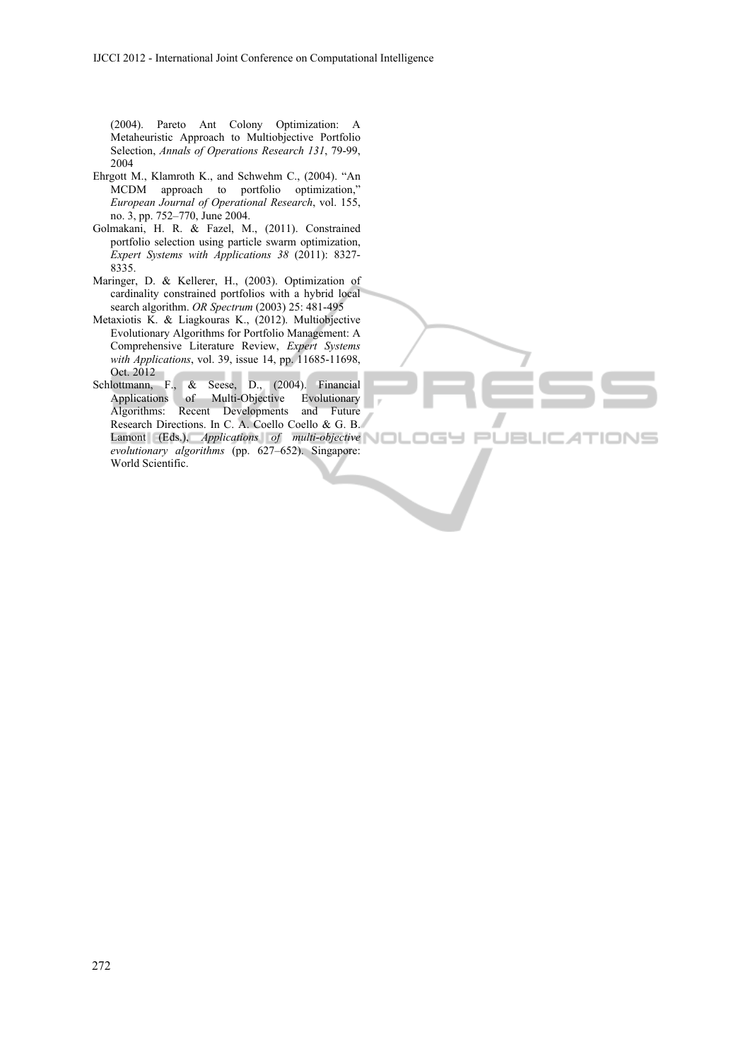(2004). Pareto Ant Colony Optimization: A Metaheuristic Approach to Multiobjective Portfolio Selection, *Annals of Operations Research 131*, 79-99, 2004

Ehrgott M., Klamroth K., and Schwehm C., (2004). "An MCDM approach to portfolio optimization," *European Journal of Operational Research*, vol. 155, no. 3, pp. 752–770, June 2004.

Golmakani, H. R. & Fazel, M., (2011). Constrained portfolio selection using particle swarm optimization, *Expert Systems with Applications 38* (2011): 8327-8335.

Maringer, D. & Kellerer, H., (2003). Optimization of cardinality constrained portfolios with a hybrid local search algorithm. *OR Spectrum* (2003) 25: 481-495

Metaxiotis K. & Liagkouras K., (2012). Multiobjective Evolutionary Algorithms for Portfolio Management: A Comprehensive Literature Review, *Expert Systems with Applications*, vol. 39, issue 14, pp. 11685-11698, Oct. 2012

Schlottmann, F., & Seese, D., (2004). Financial Applications of Multi-Objective Evolutionary Algorithms: Recent Developments and Future Research Directions. In C. A. Coello Coello & G. B. Lamont (Eds.), *Applications of multi-objective evolutionary algorithms* (pp. 627–652). Singapore: World Scientific.